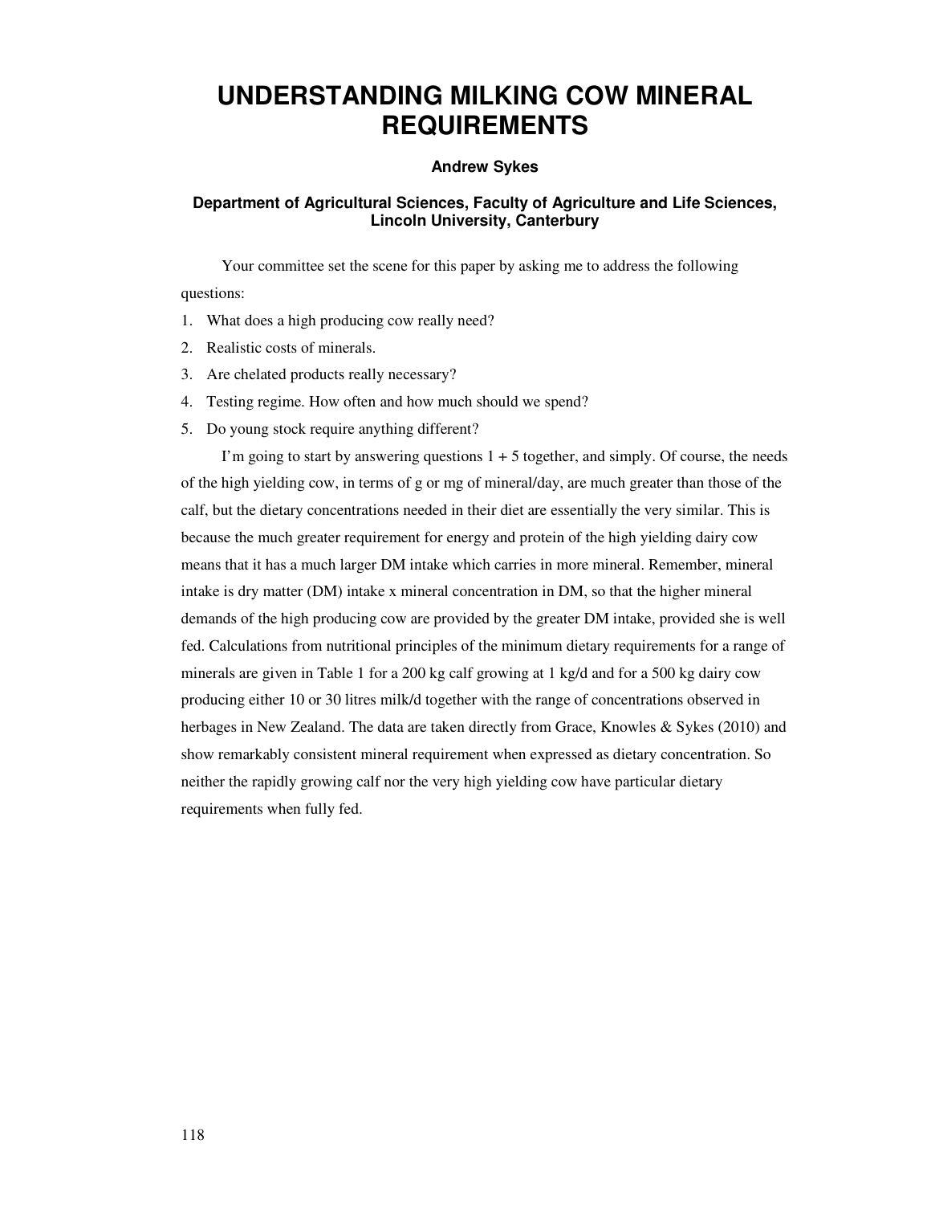# UNDERSTANDING MILKING COW MINERAL REQUIREMENTS

**Andrew Sykes**

**Department of Agricultural Sciences, Faculty of Agriculture and Life Sciences, Lincoln University, Canterbury**

Your committee set the scene for this paper by asking me to address the following questions:

1. What does a high producing cow really need?
2. Realistic costs of minerals.
3. Are chelated products really necessary?
4. Testing regime. How often and how much should we spend?
5. Do young stock require anything different?

I'm going to start by answering questions 1 + 5 together, and simply. Of course, the needs of the high yielding cow, in terms of g or mg of mineral/day, are much greater than those of the calf, but the dietary concentrations needed in their diet are essentially the very similar. This is because the much greater requirement for energy and protein of the high yielding dairy cow means that it has a much larger DM intake which carries in more mineral. Remember, mineral intake is dry matter (DM) intake x mineral concentration in DM, so that the higher mineral demands of the high producing cow are provided by the greater DM intake, provided she is well fed. Calculations from nutritional principles of the minimum dietary requirements for a range of minerals are given in Table 1 for a 200 kg calf growing at 1 kg/d and for a 500 kg dairy cow producing either 10 or 30 litres milk/d together with the range of concentrations observed in herbages in New Zealand. The data are taken directly from Grace, Knowles & Sykes (2010) and show remarkably consistent mineral requirement when expressed as dietary concentration. So neither the rapidly growing calf nor the very high yielding cow have particular dietary requirements when fully fed.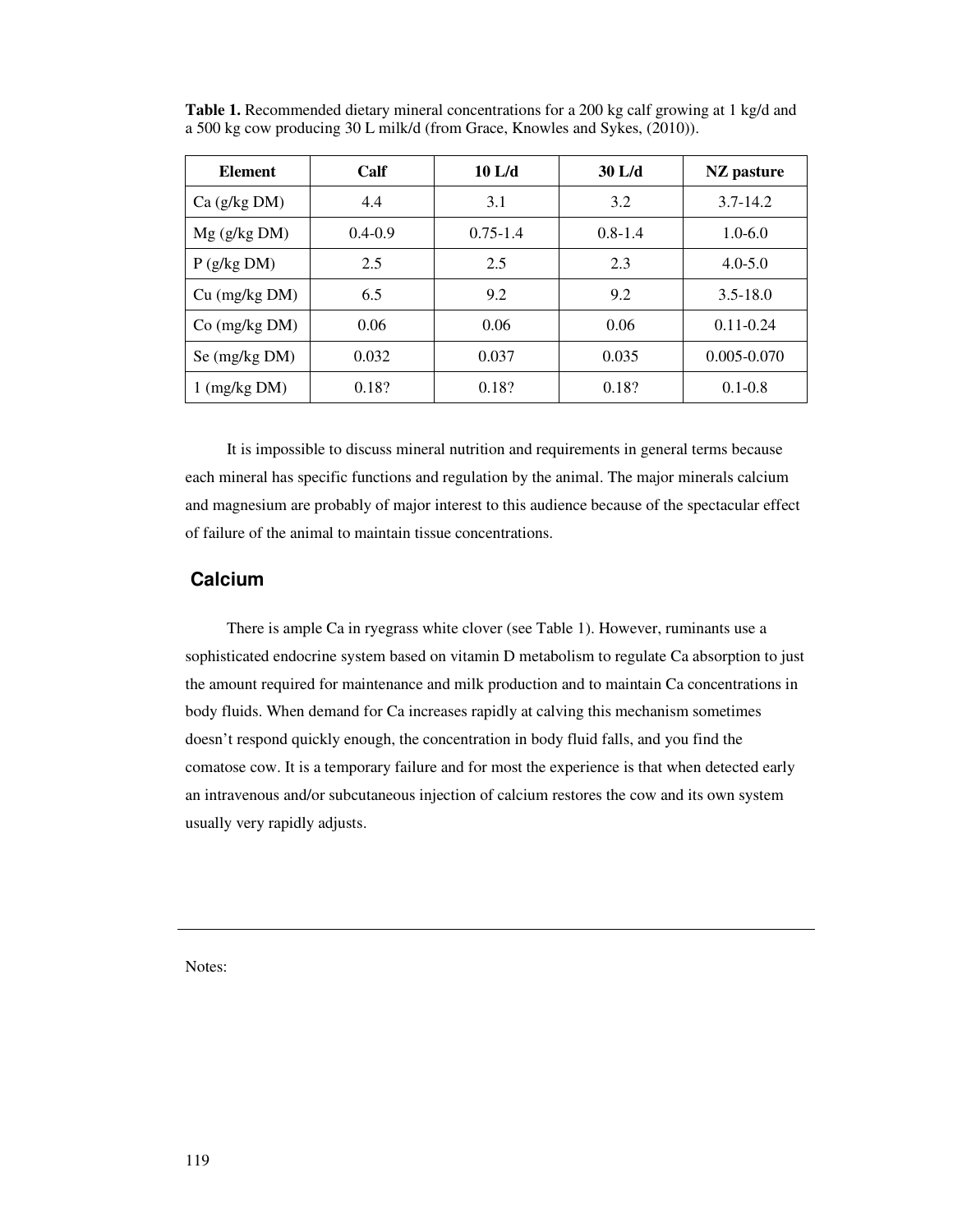**Table 1.** Recommended dietary mineral concentrations for a 200 kg calf growing at 1 kg/d and a 500 kg cow producing 30 L milk/d (from Grace, Knowles and Sykes, (2010)).

| Element | Calf | 10 L/d | 30 L/d | NZ pasture |
|---|---|---|---|---|
| Ca (g/kg DM) | 4.4 | 3.1 | 3.2 | 3.7-14.2 |
| Mg (g/kg DM) | 0.4-0.9 | 0.75-1.4 | 0.8-1.4 | 1.0-6.0 |
| P (g/kg DM) | 2.5 | 2.5 | 2.3 | 4.0-5.0 |
| Cu (mg/kg DM) | 6.5 | 9.2 | 9.2 | 3.5-18.0 |
| Co (mg/kg DM) | 0.06 | 0.06 | 0.06 | 0.11-0.24 |
| Se (mg/kg DM) | 0.032 | 0.037 | 0.035 | 0.005-0.070 |
| 1 (mg/kg DM) | 0.18? | 0.18? | 0.18? | 0.1-0.8 |

It is impossible to discuss mineral nutrition and requirements in general terms because each mineral has specific functions and regulation by the animal. The major minerals calcium and magnesium are probably of major interest to this audience because of the spectacular effect of failure of the animal to maintain tissue concentrations.

## Calcium

There is ample Ca in ryegrass white clover (see Table 1). However, ruminants use a sophisticated endocrine system based on vitamin D metabolism to regulate Ca absorption to just the amount required for maintenance and milk production and to maintain Ca concentrations in body fluids. When demand for Ca increases rapidly at calving this mechanism sometimes doesn't respond quickly enough, the concentration in body fluid falls, and you find the comatose cow. It is a temporary failure and for most the experience is that when detected early an intravenous and/or subcutaneous injection of calcium restores the cow and its own system usually very rapidly adjusts.

Notes: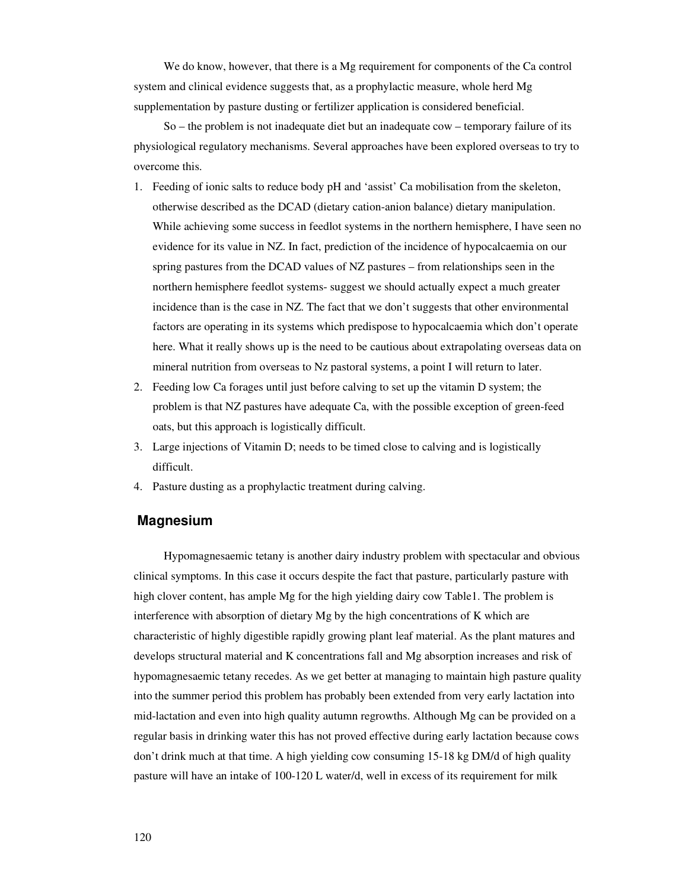We do know, however, that there is a Mg requirement for components of the Ca control system and clinical evidence suggests that, as a prophylactic measure, whole herd Mg supplementation by pasture dusting or fertilizer application is considered beneficial.

So – the problem is not inadequate diet but an inadequate cow – temporary failure of its physiological regulatory mechanisms. Several approaches have been explored overseas to try to overcome this.

1. Feeding of ionic salts to reduce body pH and 'assist' Ca mobilisation from the skeleton, otherwise described as the DCAD (dietary cation-anion balance) dietary manipulation. While achieving some success in feedlot systems in the northern hemisphere, I have seen no evidence for its value in NZ. In fact, prediction of the incidence of hypocalcaemia on our spring pastures from the DCAD values of NZ pastures – from relationships seen in the northern hemisphere feedlot systems- suggest we should actually expect a much greater incidence than is the case in NZ. The fact that we don't suggests that other environmental factors are operating in its systems which predispose to hypocalcaemia which don't operate here. What it really shows up is the need to be cautious about extrapolating overseas data on mineral nutrition from overseas to Nz pastoral systems, a point I will return to later.
2. Feeding low Ca forages until just before calving to set up the vitamin D system; the problem is that NZ pastures have adequate Ca, with the possible exception of green-feed oats, but this approach is logistically difficult.
3. Large injections of Vitamin D; needs to be timed close to calving and is logistically difficult.
4. Pasture dusting as a prophylactic treatment during calving.

## Magnesium

Hypomagnesaemic tetany is another dairy industry problem with spectacular and obvious clinical symptoms. In this case it occurs despite the fact that pasture, particularly pasture with high clover content, has ample Mg for the high yielding dairy cow Table1. The problem is interference with absorption of dietary Mg by the high concentrations of K which are characteristic of highly digestible rapidly growing plant leaf material. As the plant matures and develops structural material and K concentrations fall and Mg absorption increases and risk of hypomagnesaemic tetany recedes. As we get better at managing to maintain high pasture quality into the summer period this problem has probably been extended from very early lactation into mid-lactation and even into high quality autumn regrowths. Although Mg can be provided on a regular basis in drinking water this has not proved effective during early lactation because cows don't drink much at that time. A high yielding cow consuming 15-18 kg DM/d of high quality pasture will have an intake of 100-120 L water/d, well in excess of its requirement for milk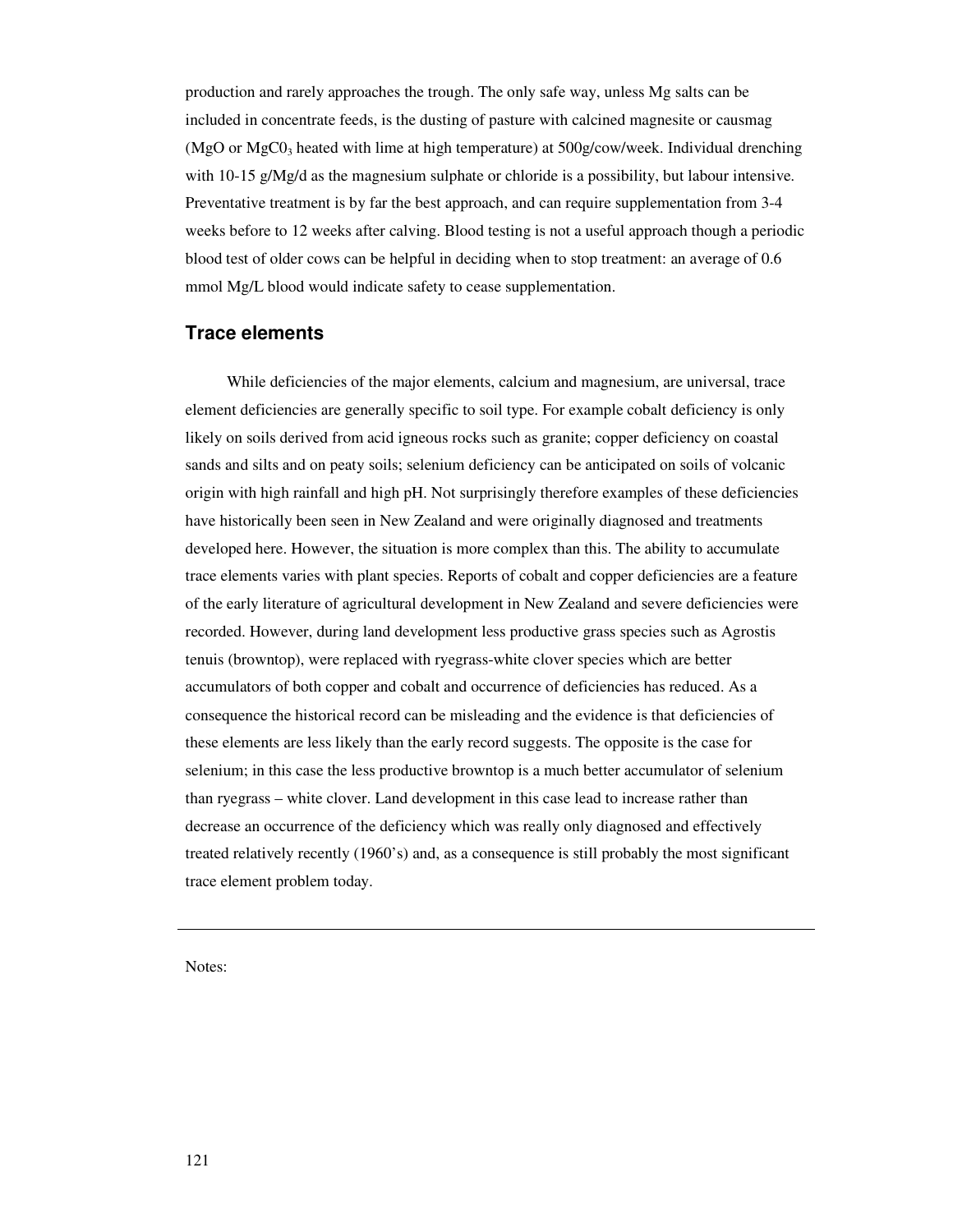production and rarely approaches the trough. The only safe way, unless Mg salts can be included in concentrate feeds, is the dusting of pasture with calcined magnesite or causmag ($MgO$ or $MgC0_3$ heated with lime at high temperature) at 500g/cow/week. Individual drenching with 10-15 g/Mg/d as the magnesium sulphate or chloride is a possibility, but labour intensive. Preventative treatment is by far the best approach, and can require supplementation from 3-4 weeks before to 12 weeks after calving. Blood testing is not a useful approach though a periodic blood test of older cows can be helpful in deciding when to stop treatment: an average of 0.6 mmol Mg/L blood would indicate safety to cease supplementation.

## Trace elements

While deficiencies of the major elements, calcium and magnesium, are universal, trace element deficiencies are generally specific to soil type. For example cobalt deficiency is only likely on soils derived from acid igneous rocks such as granite; copper deficiency on coastal sands and silts and on peaty soils; selenium deficiency can be anticipated on soils of volcanic origin with high rainfall and high pH. Not surprisingly therefore examples of these deficiencies have historically been seen in New Zealand and were originally diagnosed and treatments developed here. However, the situation is more complex than this. The ability to accumulate trace elements varies with plant species. Reports of cobalt and copper deficiencies are a feature of the early literature of agricultural development in New Zealand and severe deficiencies were recorded. However, during land development less productive grass species such as Agrostis tenuis (browntop), were replaced with ryegrass-white clover species which are better accumulators of both copper and cobalt and occurrence of deficiencies has reduced. As a consequence the historical record can be misleading and the evidence is that deficiencies of these elements are less likely than the early record suggests. The opposite is the case for selenium; in this case the less productive browntop is a much better accumulator of selenium than ryegrass – white clover. Land development in this case lead to increase rather than decrease an occurrence of the deficiency which was really only diagnosed and effectively treated relatively recently (1960's) and, as a consequence is still probably the most significant trace element problem today.

---

Notes: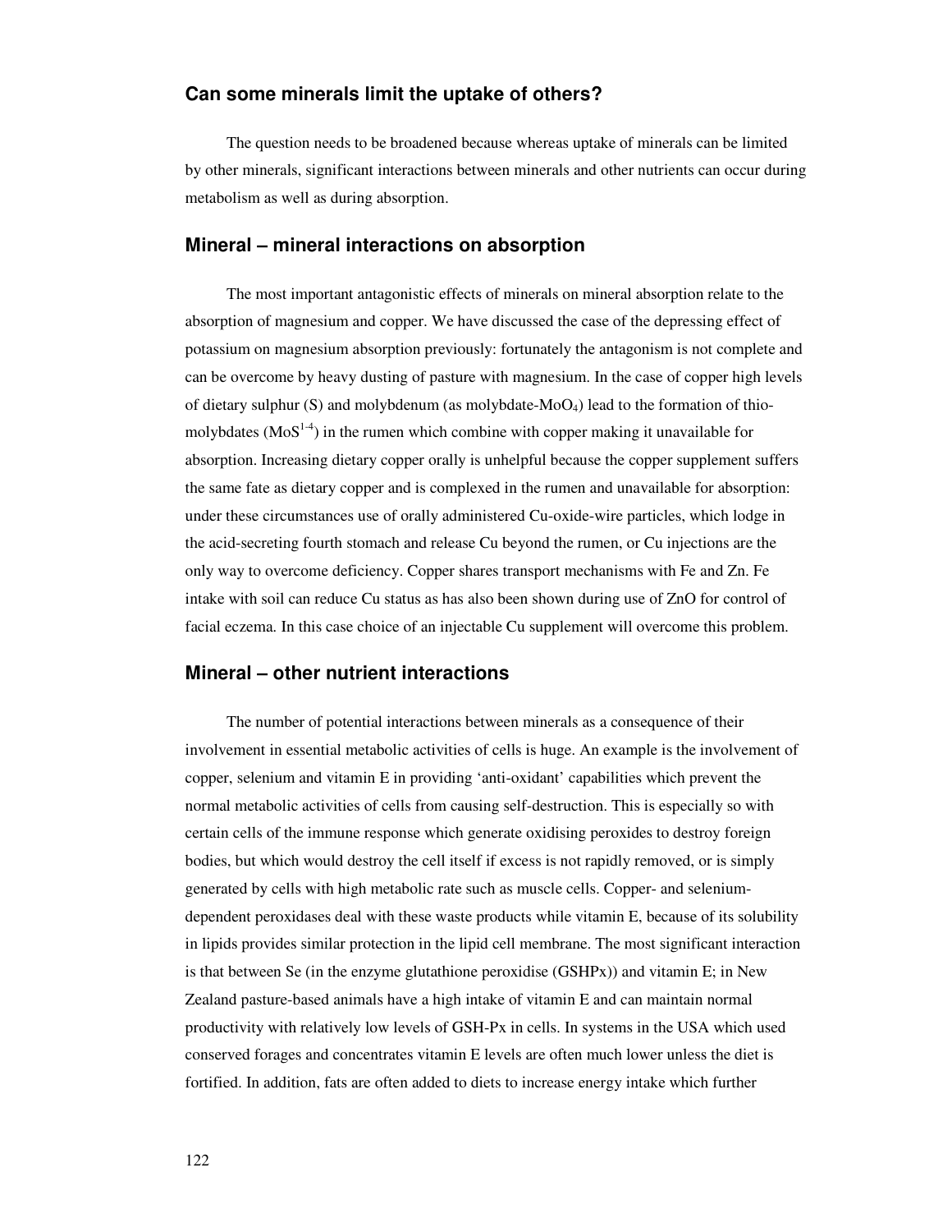## Can some minerals limit the uptake of others?

The question needs to be broadened because whereas uptake of minerals can be limited by other minerals, significant interactions between minerals and other nutrients can occur during metabolism as well as during absorption.

## Mineral – mineral interactions on absorption

The most important antagonistic effects of minerals on mineral absorption relate to the absorption of magnesium and copper. We have discussed the case of the depressing effect of potassium on magnesium absorption previously: fortunately the antagonism is not complete and can be overcome by heavy dusting of pasture with magnesium. In the case of copper high levels of dietary sulphur (S) and molybdenum (as molybdate-$MoO_4$) lead to the formation of thio-molybdates ($MoS^{1\text{-}4}$) in the rumen which combine with copper making it unavailable for absorption. Increasing dietary copper orally is unhelpful because the copper supplement suffers the same fate as dietary copper and is complexed in the rumen and unavailable for absorption: under these circumstances use of orally administered Cu-oxide-wire particles, which lodge in the acid-secreting fourth stomach and release Cu beyond the rumen, or Cu injections are the only way to overcome deficiency. Copper shares transport mechanisms with Fe and Zn. Fe intake with soil can reduce Cu status as has also been shown during use of ZnO for control of facial eczema. In this case choice of an injectable Cu supplement will overcome this problem.

## Mineral – other nutrient interactions

The number of potential interactions between minerals as a consequence of their involvement in essential metabolic activities of cells is huge. An example is the involvement of copper, selenium and vitamin E in providing 'anti-oxidant' capabilities which prevent the normal metabolic activities of cells from causing self-destruction. This is especially so with certain cells of the immune response which generate oxidising peroxides to destroy foreign bodies, but which would destroy the cell itself if excess is not rapidly removed, or is simply generated by cells with high metabolic rate such as muscle cells. Copper- and selenium-dependent peroxidases deal with these waste products while vitamin E, because of its solubility in lipids provides similar protection in the lipid cell membrane. The most significant interaction is that between Se (in the enzyme glutathione peroxidise (GSHPx)) and vitamin E; in New Zealand pasture-based animals have a high intake of vitamin E and can maintain normal productivity with relatively low levels of GSH-Px in cells. In systems in the USA which used conserved forages and concentrates vitamin E levels are often much lower unless the diet is fortified. In addition, fats are often added to diets to increase energy intake which further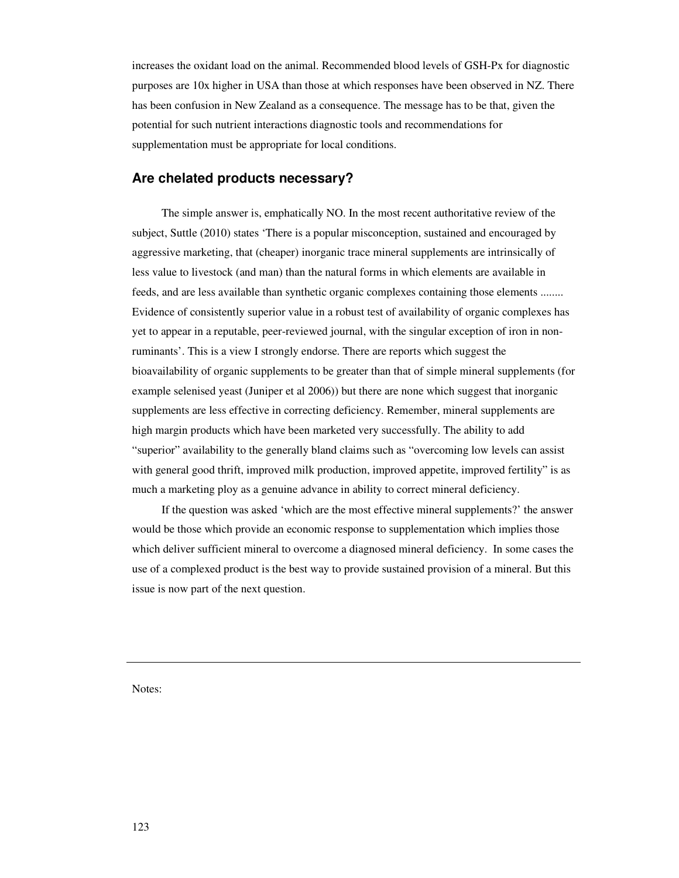increases the oxidant load on the animal. Recommended blood levels of GSH-Px for diagnostic purposes are 10x higher in USA than those at which responses have been observed in NZ. There has been confusion in New Zealand as a consequence. The message has to be that, given the potential for such nutrient interactions diagnostic tools and recommendations for supplementation must be appropriate for local conditions.

## Are chelated products necessary?

The simple answer is, emphatically NO. In the most recent authoritative review of the subject, Suttle (2010) states 'There is a popular misconception, sustained and encouraged by aggressive marketing, that (cheaper) inorganic trace mineral supplements are intrinsically of less value to livestock (and man) than the natural forms in which elements are available in feeds, and are less available than synthetic organic complexes containing those elements ........ Evidence of consistently superior value in a robust test of availability of organic complexes has yet to appear in a reputable, peer-reviewed journal, with the singular exception of iron in non-ruminants'. This is a view I strongly endorse. There are reports which suggest the bioavailability of organic supplements to be greater than that of simple mineral supplements (for example selenised yeast (Juniper et al 2006)) but there are none which suggest that inorganic supplements are less effective in correcting deficiency. Remember, mineral supplements are high margin products which have been marketed very successfully. The ability to add "superior" availability to the generally bland claims such as "overcoming low levels can assist with general good thrift, improved milk production, improved appetite, improved fertility" is as much a marketing ploy as a genuine advance in ability to correct mineral deficiency.

If the question was asked 'which are the most effective mineral supplements?' the answer would be those which provide an economic response to supplementation which implies those which deliver sufficient mineral to overcome a diagnosed mineral deficiency. In some cases the use of a complexed product is the best way to provide sustained provision of a mineral. But this issue is now part of the next question.

---

Notes: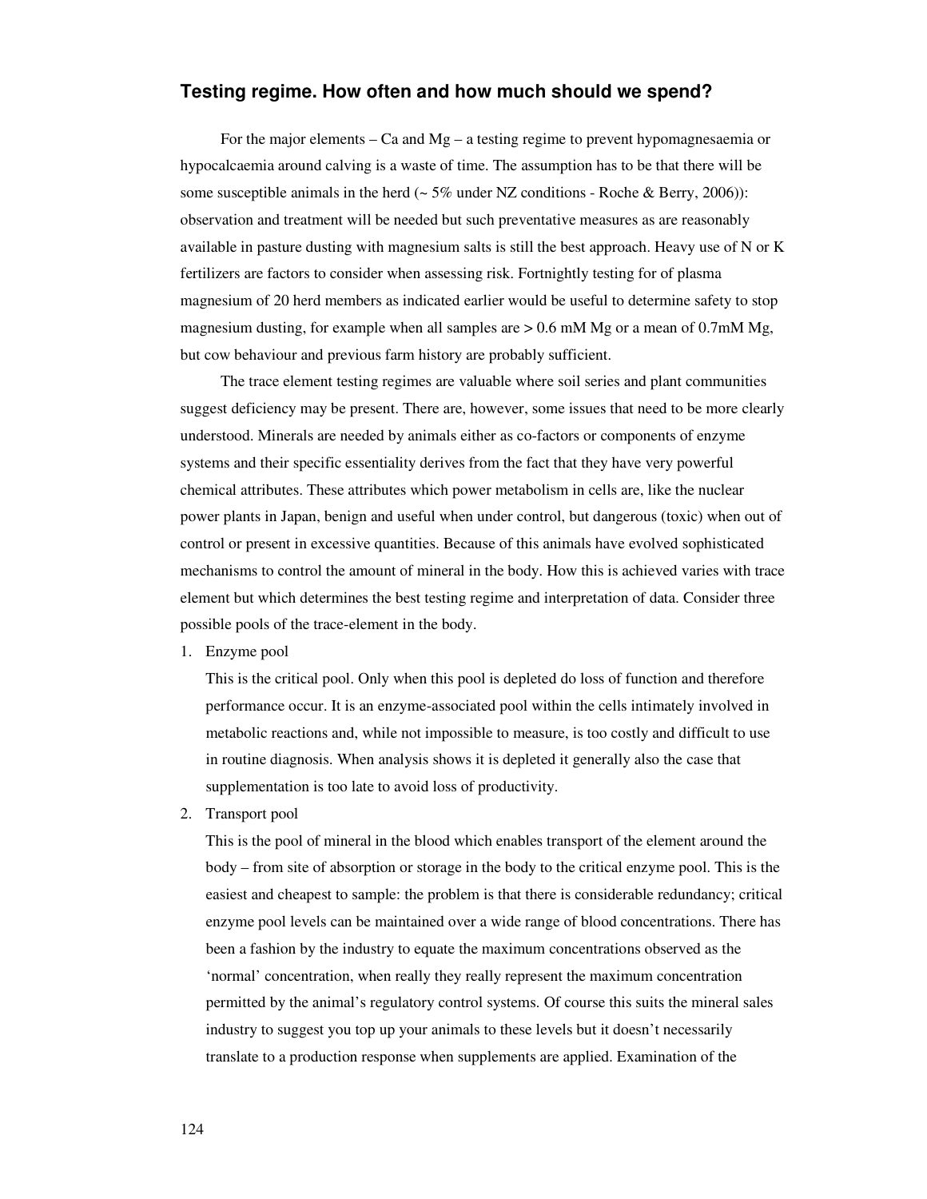## Testing regime. How often and how much should we spend?

For the major elements – Ca and Mg – a testing regime to prevent hypomagnesaemia or hypocalcaemia around calving is a waste of time. The assumption has to be that there will be some susceptible animals in the herd (~ 5% under NZ conditions - Roche & Berry, 2006)): observation and treatment will be needed but such preventative measures as are reasonably available in pasture dusting with magnesium salts is still the best approach. Heavy use of N or K fertilizers are factors to consider when assessing risk. Fortnightly testing for of plasma magnesium of 20 herd members as indicated earlier would be useful to determine safety to stop magnesium dusting, for example when all samples are > 0.6 mM Mg or a mean of 0.7mM Mg, but cow behaviour and previous farm history are probably sufficient.

The trace element testing regimes are valuable where soil series and plant communities suggest deficiency may be present. There are, however, some issues that need to be more clearly understood. Minerals are needed by animals either as co-factors or components of enzyme systems and their specific essentiality derives from the fact that they have very powerful chemical attributes. These attributes which power metabolism in cells are, like the nuclear power plants in Japan, benign and useful when under control, but dangerous (toxic) when out of control or present in excessive quantities. Because of this animals have evolved sophisticated mechanisms to control the amount of mineral in the body. How this is achieved varies with trace element but which determines the best testing regime and interpretation of data. Consider three possible pools of the trace-element in the body.

1. Enzyme pool

   This is the critical pool. Only when this pool is depleted do loss of function and therefore performance occur. It is an enzyme-associated pool within the cells intimately involved in metabolic reactions and, while not impossible to measure, is too costly and difficult to use in routine diagnosis. When analysis shows it is depleted it generally also the case that supplementation is too late to avoid loss of productivity.

2. Transport pool

   This is the pool of mineral in the blood which enables transport of the element around the body – from site of absorption or storage in the body to the critical enzyme pool. This is the easiest and cheapest to sample: the problem is that there is considerable redundancy; critical enzyme pool levels can be maintained over a wide range of blood concentrations. There has been a fashion by the industry to equate the maximum concentrations observed as the 'normal' concentration, when really they really represent the maximum concentration permitted by the animal's regulatory control systems. Of course this suits the mineral sales industry to suggest you top up your animals to these levels but it doesn't necessarily translate to a production response when supplements are applied. Examination of the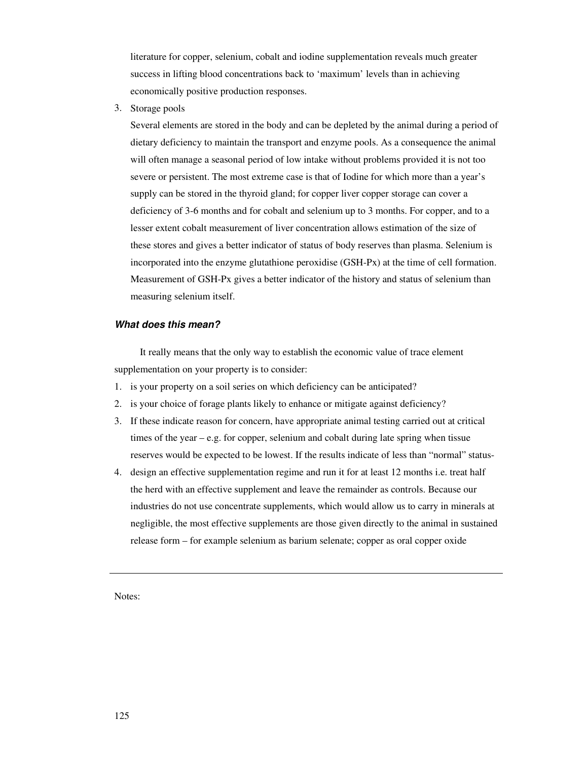literature for copper, selenium, cobalt and iodine supplementation reveals much greater success in lifting blood concentrations back to 'maximum' levels than in achieving economically positive production responses.

3. Storage pools

   Several elements are stored in the body and can be depleted by the animal during a period of dietary deficiency to maintain the transport and enzyme pools. As a consequence the animal will often manage a seasonal period of low intake without problems provided it is not too severe or persistent. The most extreme case is that of Iodine for which more than a year's supply can be stored in the thyroid gland; for copper liver copper storage can cover a deficiency of 3-6 months and for cobalt and selenium up to 3 months. For copper, and to a lesser extent cobalt measurement of liver concentration allows estimation of the size of these stores and gives a better indicator of status of body reserves than plasma. Selenium is incorporated into the enzyme glutathione peroxidise (GSH-Px) at the time of cell formation. Measurement of GSH-Px gives a better indicator of the history and status of selenium than measuring selenium itself.

### ***What does this mean?***

It really means that the only way to establish the economic value of trace element supplementation on your property is to consider:

1. is your property on a soil series on which deficiency can be anticipated?
2. is your choice of forage plants likely to enhance or mitigate against deficiency?
3. If these indicate reason for concern, have appropriate animal testing carried out at critical times of the year – e.g. for copper, selenium and cobalt during late spring when tissue reserves would be expected to be lowest. If the results indicate of less than "normal" status-
4. design an effective supplementation regime and run it for at least 12 months i.e. treat half the herd with an effective supplement and leave the remainder as controls. Because our industries do not use concentrate supplements, which would allow us to carry in minerals at negligible, the most effective supplements are those given directly to the animal in sustained release form – for example selenium as barium selenate; copper as oral copper oxide

---

Notes: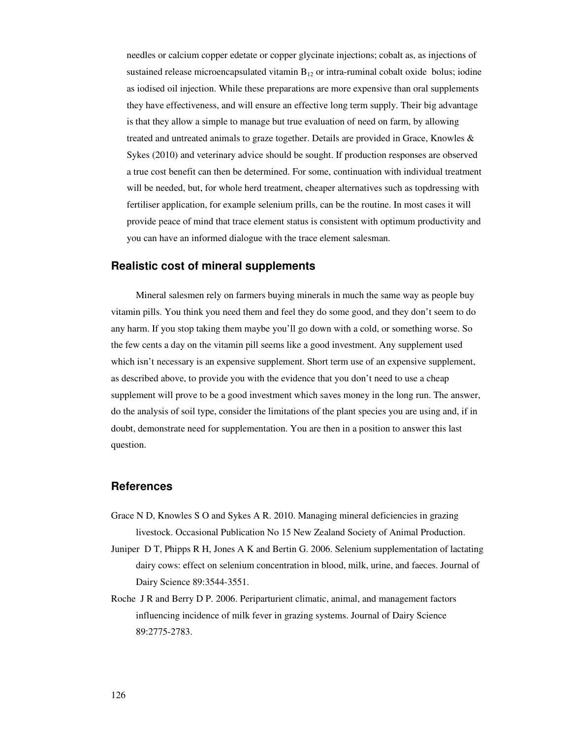needles or calcium copper edetate or copper glycinate injections; cobalt as, as injections of sustained release microencapsulated vitamin $B_{12}$ or intra-ruminal cobalt oxide bolus; iodine as iodised oil injection. While these preparations are more expensive than oral supplements they have effectiveness, and will ensure an effective long term supply. Their big advantage is that they allow a simple to manage but true evaluation of need on farm, by allowing treated and untreated animals to graze together. Details are provided in Grace, Knowles & Sykes (2010) and veterinary advice should be sought. If production responses are observed a true cost benefit can then be determined. For some, continuation with individual treatment will be needed, but, for whole herd treatment, cheaper alternatives such as topdressing with fertiliser application, for example selenium prills, can be the routine. In most cases it will provide peace of mind that trace element status is consistent with optimum productivity and you can have an informed dialogue with the trace element salesman.

## Realistic cost of mineral supplements

Mineral salesmen rely on farmers buying minerals in much the same way as people buy vitamin pills. You think you need them and feel they do some good, and they don't seem to do any harm. If you stop taking them maybe you'll go down with a cold, or something worse. So the few cents a day on the vitamin pill seems like a good investment. Any supplement used which isn't necessary is an expensive supplement. Short term use of an expensive supplement, as described above, to provide you with the evidence that you don't need to use a cheap supplement will prove to be a good investment which saves money in the long run. The answer, do the analysis of soil type, consider the limitations of the plant species you are using and, if in doubt, demonstrate need for supplementation. You are then in a position to answer this last question.

## References

Grace N D, Knowles S O and Sykes A R. 2010. Managing mineral deficiencies in grazing livestock. Occasional Publication No 15 New Zealand Society of Animal Production.

Juniper D T, Phipps R H, Jones A K and Bertin G. 2006. Selenium supplementation of lactating dairy cows: effect on selenium concentration in blood, milk, urine, and faeces. Journal of Dairy Science 89:3544-3551.

Roche J R and Berry D P. 2006. Periparturient climatic, animal, and management factors influencing incidence of milk fever in grazing systems. Journal of Dairy Science 89:2775-2783.